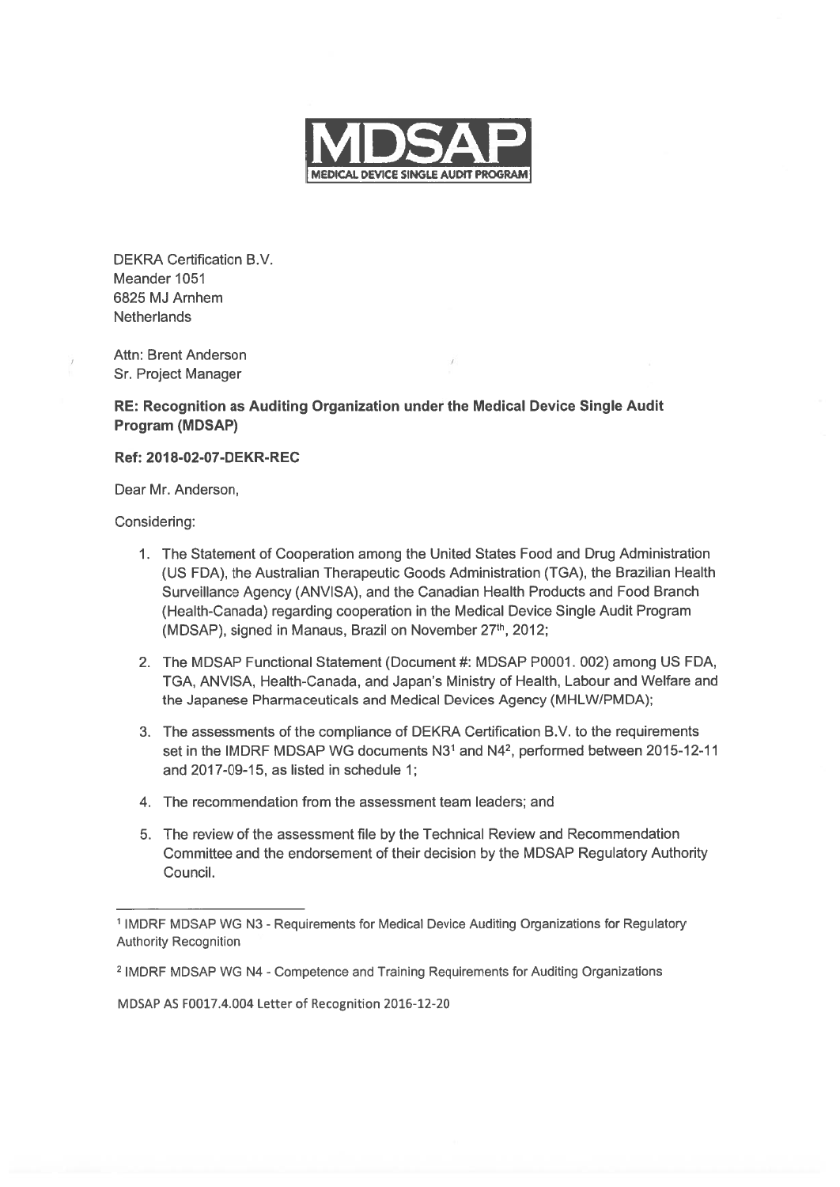**MDSAP**
**MEDICAL DEVICE SINGLE AUDIT PROGRAM**

DEKRA Certification B.V.
Meander 1051
6825 MJ Arnhem
Netherlands

Attn: Brent Anderson
Sr. Project Manager

**RE: Recognition as Auditing Organization under the Medical Device Single Audit Program (MDSAP)**

**Ref: 2018-02-07-DEKR-REC**

Dear Mr. Anderson,

Considering:

1. The Statement of Cooperation among the United States Food and Drug Administration (US FDA), the Australian Therapeutic Goods Administration (TGA), the Brazilian Health Surveillance Agency (ANVISA), and the Canadian Health Products and Food Branch (Health-Canada) regarding cooperation in the Medical Device Single Audit Program (MDSAP), signed in Manaus, Brazil on November 27th, 2012;
2. The MDSAP Functional Statement (Document #: MDSAP P0001. 002) among US FDA, TGA, ANVISA, Health-Canada, and Japan's Ministry of Health, Labour and Welfare and the Japanese Pharmaceuticals and Medical Devices Agency (MHLW/PMDA);
3. The assessments of the compliance of DEKRA Certification B.V. to the requirements set in the IMDRF MDSAP WG documents N3[1] and N4[2], performed between 2015-12-11 and 2017-09-15, as listed in schedule 1;
4. The recommendation from the assessment team leaders; and
5. The review of the assessment file by the Technical Review and Recommendation Committee and the endorsement of their decision by the MDSAP Regulatory Authority Council.

---

[1] IMDRF MDSAP WG N3 - Requirements for Medical Device Auditing Organizations for Regulatory Authority Recognition

[2] IMDRF MDSAP WG N4 - Competence and Training Requirements for Auditing Organizations

MDSAP AS F0017.4.004 Letter of Recognition 2016-12-20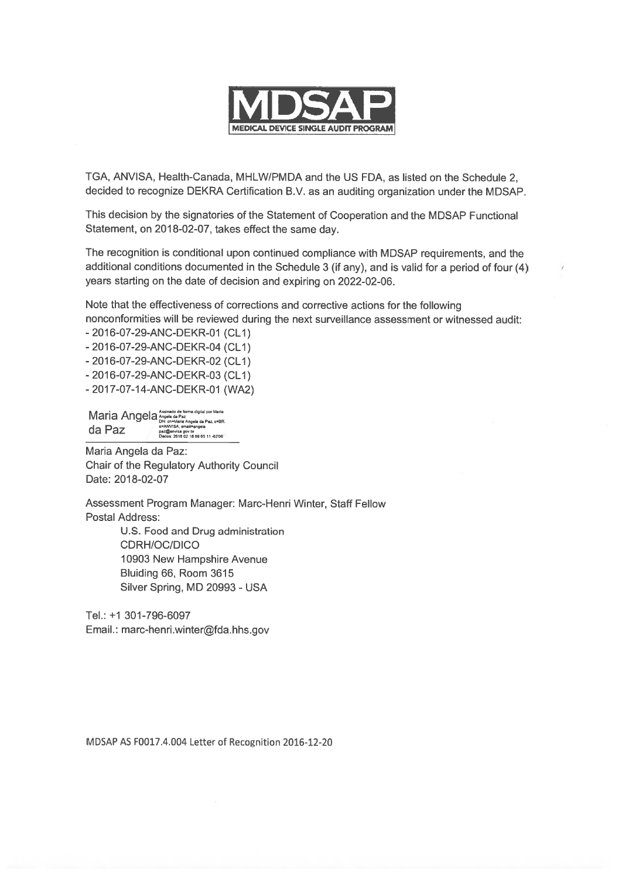# MDSAP

**MEDICAL DEVICE SINGLE AUDIT PROGRAM**

TGA, ANVISA, Health-Canada, MHLW/PMDA and the US FDA, as listed on the Schedule 2, decided to recognize DEKRA Certification B.V. as an auditing organization under the MDSAP.

This decision by the signatories of the Statement of Cooperation and the MDSAP Functional Statement, on 2018-02-07, takes effect the same day.

The recognition is conditional upon continued compliance with MDSAP requirements, and the additional conditions documented in the Schedule 3 (if any), and is valid for a period of four (4) years starting on the date of decision and expiring on 2022-02-06.

Note that the effectiveness of corrections and corrective actions for the following nonconformities will be reviewed during the next surveillance assessment or witnessed audit:

- 2016-07-29-ANC-DEKR-01 (CL1)
- 2016-07-29-ANC-DEKR-04 (CL1)
- 2016-07-29-ANC-DEKR-02 (CL1)
- 2016-07-29-ANC-DEKR-03 (CL1)
- 2017-07-14-ANC-DEKR-01 (WA2)

Maria Angela da Paz — Assinado de forma digital por Maria Angela da Paz DN: cn=Maria Angela da Paz, c=BR, o=ANVISA, email=angela.paz@anvisa.gov.br Dados: 2018.02.16 09:05:11 -02'00'

Maria Angela da Paz:
Chair of the Regulatory Authority Council
Date: 2018-02-07

Assessment Program Manager: Marc-Henri Winter, Staff Fellow
Postal Address:

U.S. Food and Drug administration
CDRH/OC/DICO
10903 New Hampshire Avenue
Bluiding 66, Room 3615
Silver Spring, MD 20993 - USA

Tel.: +1 301-796-6097
Email.: marc-henri.winter@fda.hhs.gov

MDSAP AS F0017.4.004 Letter of Recognition 2016-12-20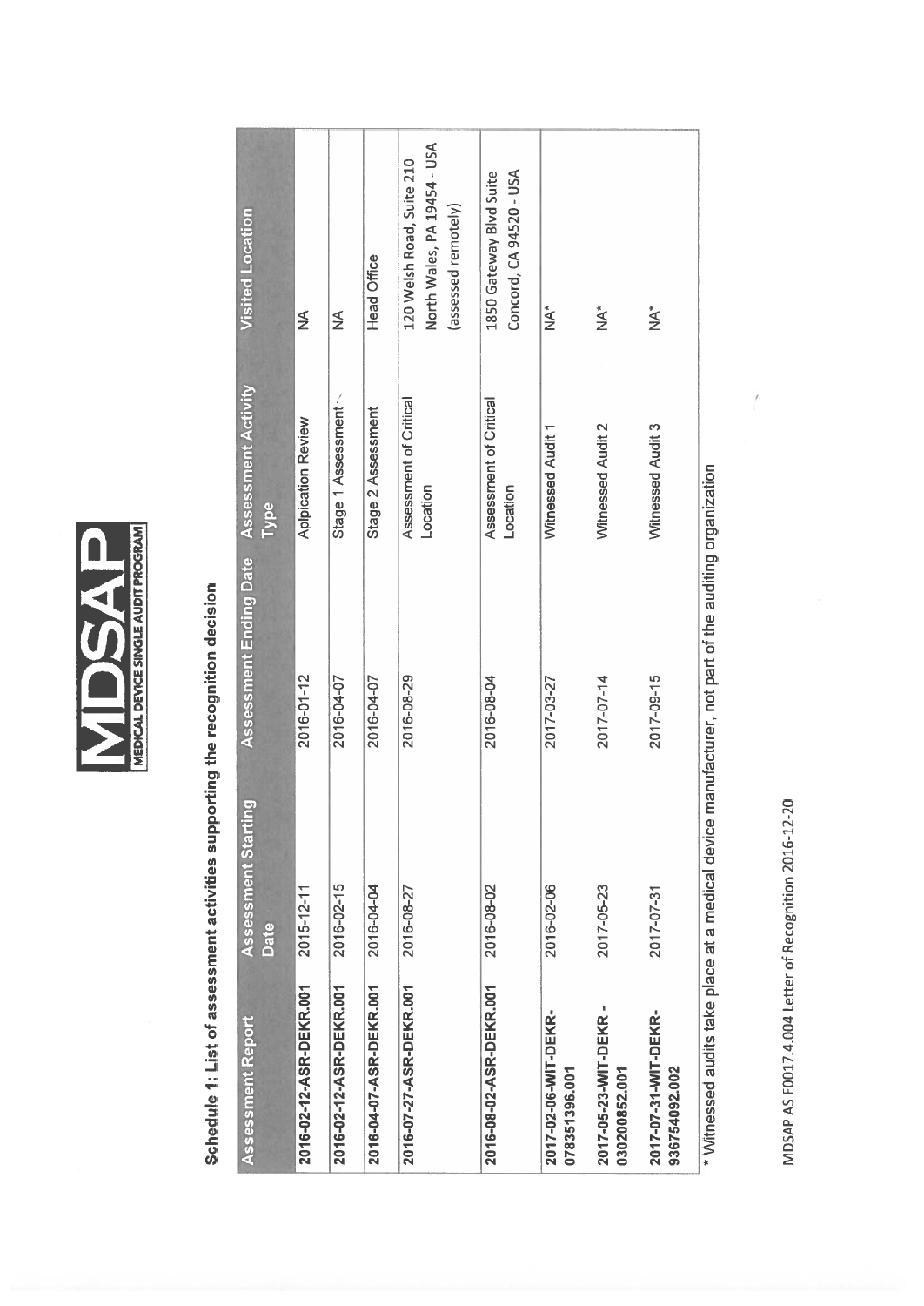# MDSAP
MEDICAL DEVICE SINGLE AUDIT PROGRAM

## Schedule 1: List of assessment activities supporting the recognition decision

| Assessment Report | Assessment Starting Date | Assessment Ending Date | Assessment Activity Type | Visited Location |
|---|---|---|---|---|
| 2016-02-12-ASR-DEKR.001 | 2015-12-11 | 2016-01-12 | Application Review | NA |
| 2016-02-12-ASR-DEKR.001 | 2016-02-15 | 2016-04-07 | Stage 1 Assessment | NA |
| 2016-04-07-ASR-DEKR.001 | 2016-04-04 | 2016-04-07 | Stage 2 Assessment | Head Office |
| 2016-07-27-ASR-DEKR.001 | 2016-08-27 | 2016-08-29 | Assessment of Critical Location | 120 Welsh Road, Suite 210 North Wales, PA 19454 - USA (assessed remotely) |
| 2016-08-02-ASR-DEKR.001 | 2016-08-02 | 2016-08-04 | Assessment of Critical Location | 1850 Gateway Blvd Suite Concord, CA 94520 - USA |
| 2017-02-06-WIT-DEKR-078351396.001 | 2016-02-06 | 2017-03-27 | Witnessed Audit 1 | NA* |
| 2017-05-23-WIT-DEKR - 030200852.001 | 2017-05-23 | 2017-07-14 | Witnessed Audit 2 | NA* |
| 2017-07-31-WIT-DEKR-936754092.002 | 2017-07-31 | 2017-09-15 | Witnessed Audit 3 | NA* |

* Witnessed audits take place at a medical device manufacturer, not part of the auditing organization

MDSAP AS F0017.4.004 Letter of Recognition 2016-12-20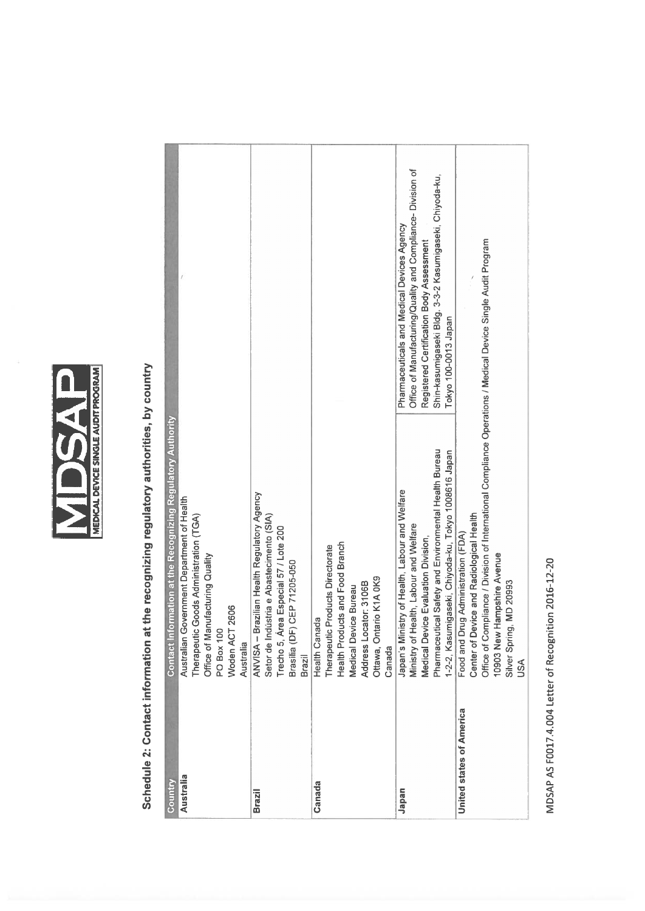MDSAP MEDICAL DEVICE SINGLE AUDIT PROGRAM

## Schedule 2: Contact information at the recognizing regulatory authorities, by country

| Country | Contact Information at the Recognizing Regulatory Authority | |
|---|---|---|
| Australia | Australian Government Department of Health<br>Therapeutic Goods Administration (TGA)<br>Office of Manufacturing Quality<br>PO Box 100<br>Woden ACT 2606<br>Australia | |
| Brazil | ANVISA – Brazilian Health Regulatory Agency<br>Setor de Indústria e Abastecimento (SIA)<br>Trecho 5, Área Especial 57 / Lote 200<br>Brasília (DF) CEP 71205-050<br>Brazil | |
| Canada | Health Canada<br>Therapeutic Products Directorate<br>Health Products and Food Branch<br>Medical Device Bureau<br>Address Locator: 3106B<br>Ottawa, Ontario K1A 0K9<br>Canada | |
| Japan | Japan's Ministry of Health, Labour and Welfare<br>Ministry of Health, Labour and Welfare<br>Medical Device Evaluation Division,<br>Pharmaceutical Safety and Environmental Health Bureau<br>1-2-2, Kasumigaseki, Chiyoda-ku, Tokyo 1008616 Japan | Pharmaceuticals and Medical Devices Agency<br>Office of Manufacturing/Quality and Compliance- Division of Registered Certification Body Assessment<br>Shin-kasumigaseki Bldg. 3-3-2 Kasumigaseki, Chiyoda-ku, Tokyo 100-0013 Japan |
| United states of America | Food and Drug Administration (FDA)<br>Center of Device and Radiological Health<br>Office of Compliance / Division of International Compliance Operations / Medical Device Single Audit Program<br>10903 New Hampshire Avenue<br>Silver Spring, MD 20993<br>USA | |

MDSAP AS F0017.4.004 Letter of Recognition 2016-12-20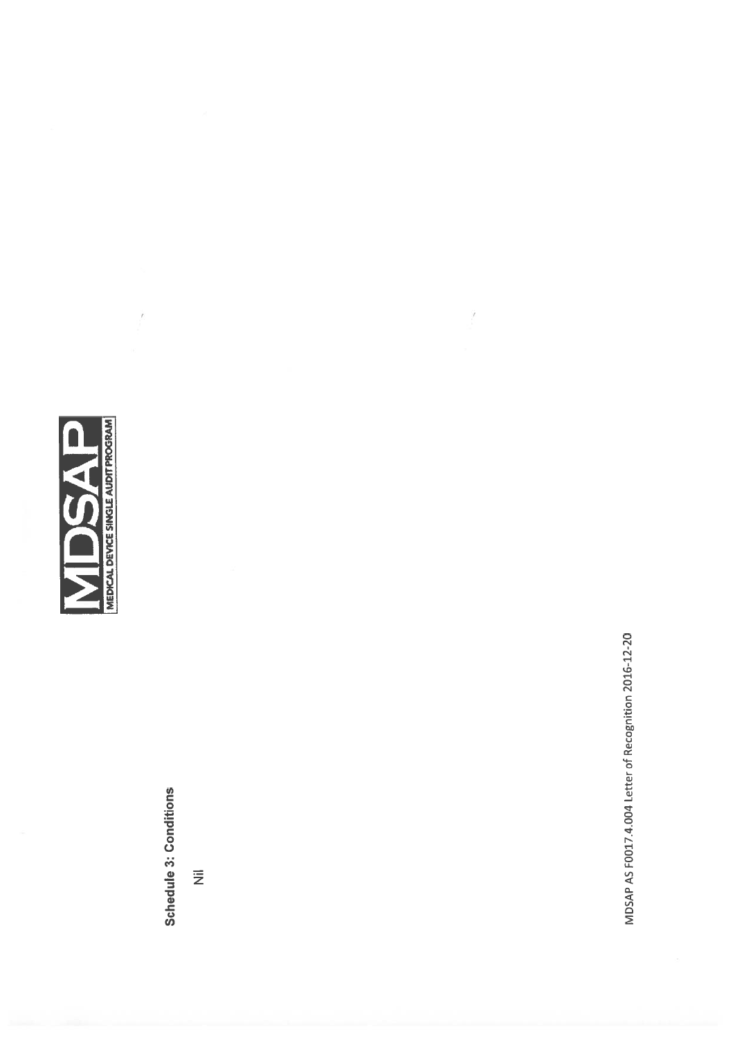MDSAP
MEDICAL DEVICE SINGLE AUDIT PROGRAM

## Schedule 3: Conditions

Nil

MDSAP AS F0017.4.004 Letter of Recognition 2016-12-20